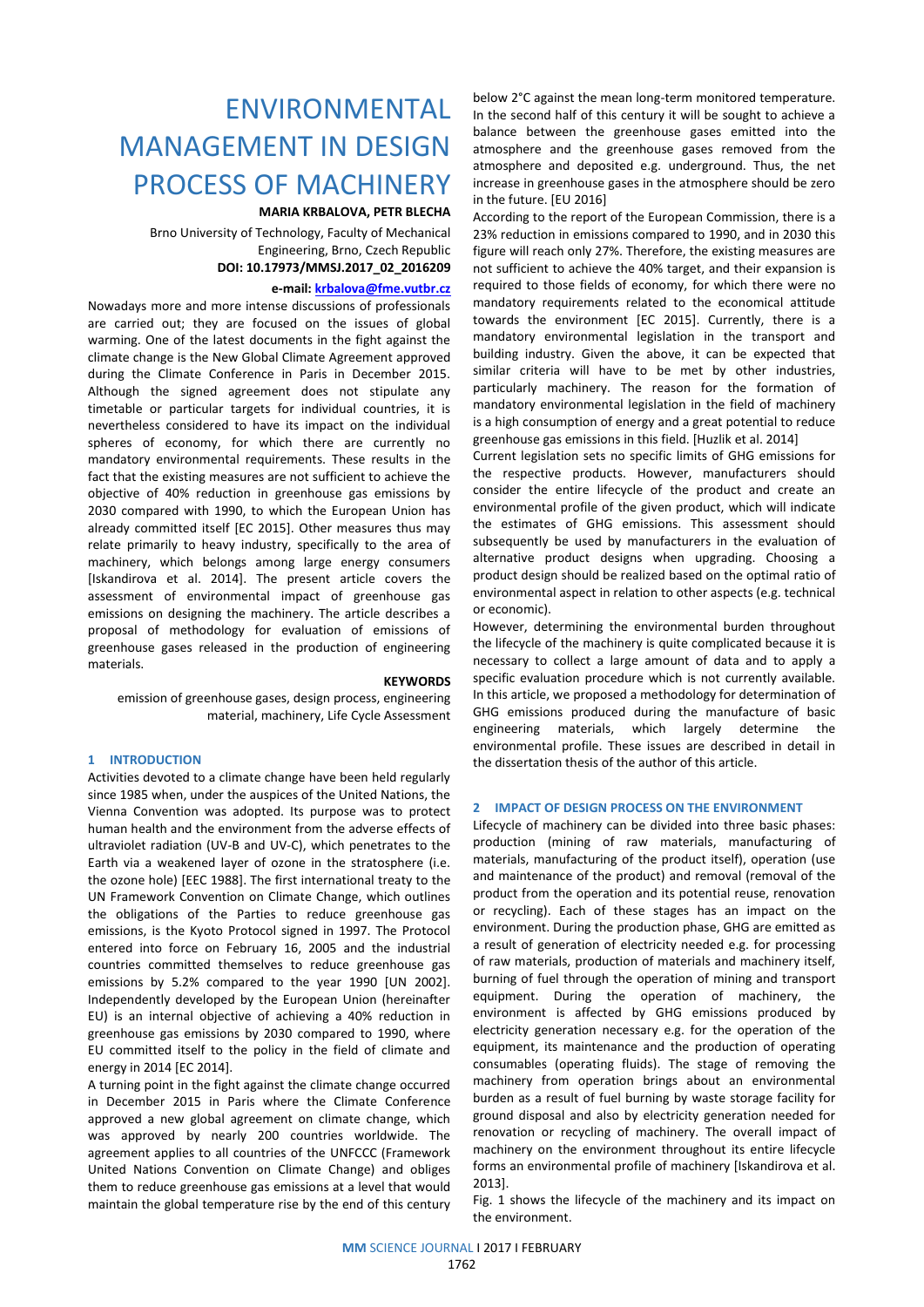# ENVIRONMENTAL MANAGEMENT IN DESIGN PROCESS OF MACHINERY

**MARIA KRBALOVA, PETR BLECHA**

Brno University of Technology, Faculty of Mechanical Engineering, Brno, Czech Republic

**DOI: 10.17973/MMSJ.2017_02_2016209**

**e-mail: krbalova@fme.vutbr.cz**

Nowadays more and more intense discussions of professionals are carried out; they are focused on the issues of global warming. One of the latest documents in the fight against the climate change is the New Global Climate Agreement approved during the Climate Conference in Paris in December 2015. Although the signed agreement does not stipulate any timetable or particular targets for individual countries, it is nevertheless considered to have its impact on the individual spheres of economy, for which there are currently no mandatory environmental requirements. These results in the fact that the existing measures are not sufficient to achieve the objective of 40% reduction in greenhouse gas emissions by 2030 compared with 1990, to which the European Union has already committed itself [EC 2015]. Other measures thus may relate primarily to heavy industry, specifically to the area of machinery, which belongs among large energy consumers [Iskandirova et al. 2014]. The present article covers the assessment of environmental impact of greenhouse gas emissions on designing the machinery. The article describes a proposal of methodology for evaluation of emissions of greenhouse gases released in the production of engineering materials.

**KEYWORDS**

emission of greenhouse gases, design process, engineering material, machinery, Life Cycle Assessment

## 1 INTRODUCTION

Activities devoted to a climate change have been held regularly since 1985 when, under the auspices of the United Nations, the Vienna Convention was adopted. Its purpose was to protect human health and the environment from the adverse effects of ultraviolet radiation (UV-B and UV-C), which penetrates to the Earth via a weakened layer of ozone in the stratosphere (i.e. the ozone hole) [EEC 1988]. The first international treaty to the UN Framework Convention on Climate Change, which outlines the obligations of the Parties to reduce greenhouse gas emissions, is the Kyoto Protocol signed in 1997. The Protocol entered into force on February 16, 2005 and the industrial countries committed themselves to reduce greenhouse gas emissions by 5.2% compared to the year 1990 [UN 2002]. Independently developed by the European Union (hereinafter EU) is an internal objective of achieving a 40% reduction in greenhouse gas emissions by 2030 compared to 1990, where EU committed itself to the policy in the field of climate and energy in 2014 [EC 2014].

A turning point in the fight against the climate change occurred in December 2015 in Paris where the Climate Conference approved a new global agreement on climate change, which was approved by nearly 200 countries worldwide. The agreement applies to all countries of the UNFCCC (Framework United Nations Convention on Climate Change) and obliges them to reduce greenhouse gas emissions at a level that would maintain the global temperature rise by the end of this century below 2°C against the mean long-term monitored temperature. In the second half of this century it will be sought to achieve a balance between the greenhouse gases emitted into the atmosphere and the greenhouse gases removed from the atmosphere and deposited e.g. underground. Thus, the net increase in greenhouse gases in the atmosphere should be zero in the future. [EU 2016]

According to the report of the European Commission, there is a 23% reduction in emissions compared to 1990, and in 2030 this figure will reach only 27%. Therefore, the existing measures are not sufficient to achieve the 40% target, and their expansion is required to those fields of economy, for which there were no mandatory requirements related to the economical attitude towards the environment [EC 2015]. Currently, there is a mandatory environmental legislation in the transport and building industry. Given the above, it can be expected that similar criteria will have to be met by other industries, particularly machinery. The reason for the formation of mandatory environmental legislation in the field of machinery is a high consumption of energy and a great potential to reduce greenhouse gas emissions in this field. [Huzlik et al. 2014]

Current legislation sets no specific limits of GHG emissions for the respective products. However, manufacturers should consider the entire lifecycle of the product and create an environmental profile of the given product, which will indicate the estimates of GHG emissions. This assessment should subsequently be used by manufacturers in the evaluation of alternative product designs when upgrading. Choosing a product design should be realized based on the optimal ratio of environmental aspect in relation to other aspects (e.g. technical or economic).

However, determining the environmental burden throughout the lifecycle of the machinery is quite complicated because it is necessary to collect a large amount of data and to apply a specific evaluation procedure which is not currently available. In this article, we proposed a methodology for determination of GHG emissions produced during the manufacture of basic engineering materials, which largely determine the environmental profile. These issues are described in detail in the dissertation thesis of the author of this article.

## 2 IMPACT OF DESIGN PROCESS ON THE ENVIRONMENT

Lifecycle of machinery can be divided into three basic phases: production (mining of raw materials, manufacturing of materials, manufacturing of the product itself), operation (use and maintenance of the product) and removal (removal of the product from the operation and its potential reuse, renovation or recycling). Each of these stages has an impact on the environment. During the production phase, GHG are emitted as a result of generation of electricity needed e.g. for processing of raw materials, production of materials and machinery itself, burning of fuel through the operation of mining and transport equipment. During the operation of machinery, the environment is affected by GHG emissions produced by electricity generation necessary e.g. for the operation of the equipment, its maintenance and the production of operating consumables (operating fluids). The stage of removing the machinery from operation brings about an environmental burden as a result of fuel burning by waste storage facility for ground disposal and also by electricity generation needed for renovation or recycling of machinery. The overall impact of machinery on the environment throughout its entire lifecycle forms an environmental profile of machinery [Iskandirova et al. 2013].

Fig. 1 shows the lifecycle of the machinery and its impact on the environment.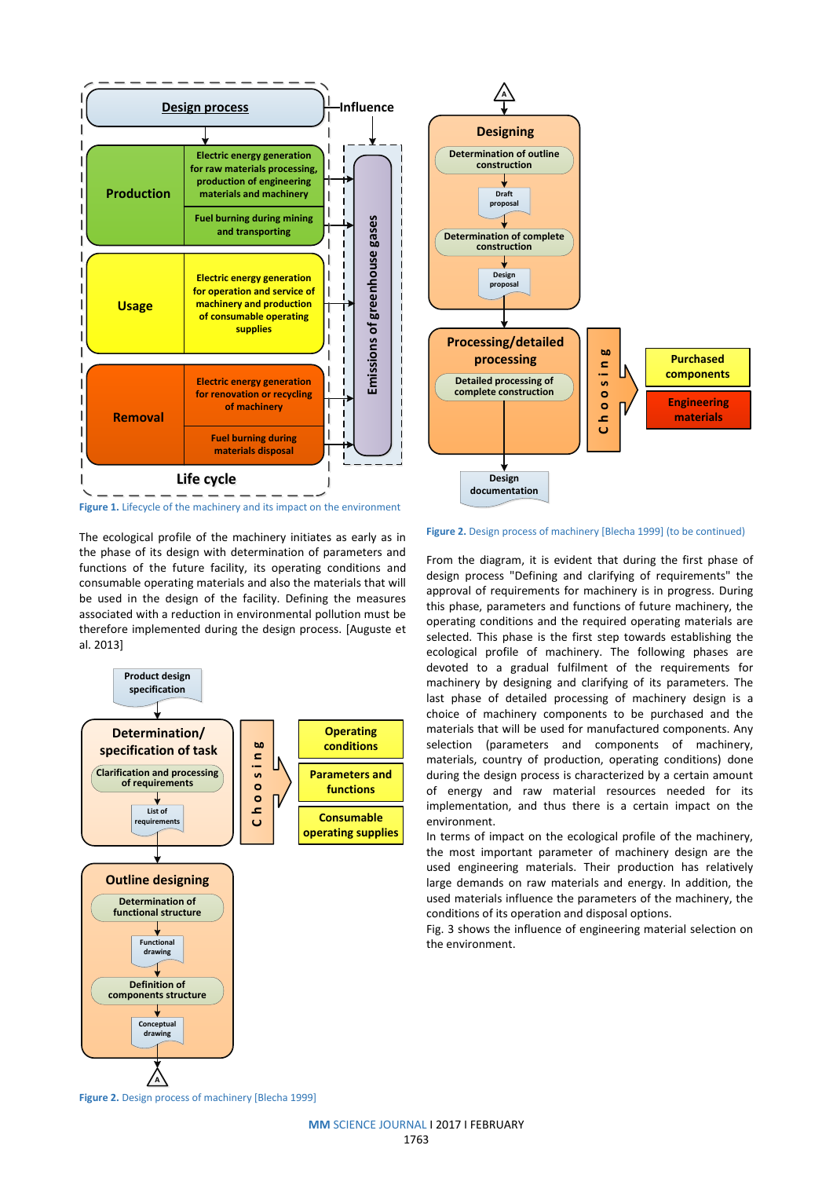Figure 1. Lifecycle of the machinery and its impact on the environment

The ecological profile of the machinery initiates as early as in the phase of its design with determination of parameters and functions of the future facility, its operating conditions and consumable operating materials and also the materials that will be used in the design of the facility. Defining the measures associated with a reduction in environmental pollution must be therefore implemented during the design process. [Auguste et al. 2013]

Figure 2. Design process of machinery [Blecha 1999]

Figure 2. Design process of machinery [Blecha 1999] (to be continued)

From the diagram, it is evident that during the first phase of design process "Defining and clarifying of requirements" the approval of requirements for machinery is in progress. During this phase, parameters and functions of future machinery, the operating conditions and the required operating materials are selected. This phase is the first step towards establishing the ecological profile of machinery. The following phases are devoted to a gradual fulfilment of the requirements for machinery by designing and clarifying of its parameters. The last phase of detailed processing of machinery design is a choice of machinery components to be purchased and the materials that will be used for manufactured components. Any selection (parameters and components of machinery, materials, country of production, operating conditions) done during the design process is characterized by a certain amount of energy and raw material resources needed for its implementation, and thus there is a certain impact on the environment.

In terms of impact on the ecological profile of the machinery, the most important parameter of machinery design are the used engineering materials. Their production has relatively large demands on raw materials and energy. In addition, the used materials influence the parameters of the machinery, the conditions of its operation and disposal options.

Fig. 3 shows the influence of engineering material selection on the environment.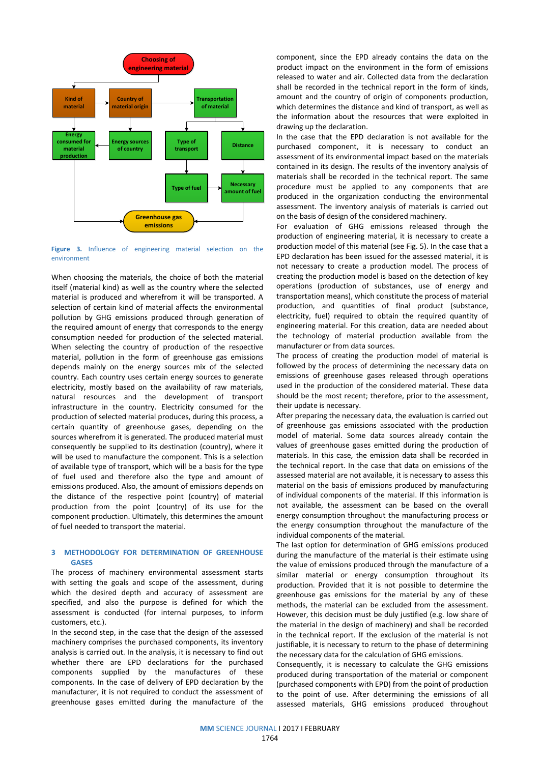Figure 3. Influence of engineering material selection on the environment

When choosing the materials, the choice of both the material itself (material kind) as well as the country where the selected material is produced and wherefrom it will be transported. A selection of certain kind of material affects the environmental pollution by GHG emissions produced through generation of the required amount of energy that corresponds to the energy consumption needed for production of the selected material. When selecting the country of production of the respective material, pollution in the form of greenhouse gas emissions depends mainly on the energy sources mix of the selected country. Each country uses certain energy sources to generate electricity, mostly based on the availability of raw materials, natural resources and the development of transport infrastructure in the country. Electricity consumed for the production of selected material produces, during this process, a certain quantity of greenhouse gases, depending on the sources wherefrom it is generated. The produced material must consequently be supplied to its destination (country), where it will be used to manufacture the component. This is a selection of available type of transport, which will be a basis for the type of fuel used and therefore also the type and amount of emissions produced. Also, the amount of emissions depends on the distance of the respective point (country) of material production from the point (country) of its use for the component production. Ultimately, this determines the amount of fuel needed to transport the material.

## 3 METHODOLOGY FOR DETERMINATION OF GREENHOUSE GASES

The process of machinery environmental assessment starts with setting the goals and scope of the assessment, during which the desired depth and accuracy of assessment are specified, and also the purpose is defined for which the assessment is conducted (for internal purposes, to inform customers, etc.).

In the second step, in the case that the design of the assessed machinery comprises the purchased components, its inventory analysis is carried out. In the analysis, it is necessary to find out whether there are EPD declarations for the purchased components supplied by the manufactures of these components. In the case of delivery of EPD declaration by the manufacturer, it is not required to conduct the assessment of greenhouse gases emitted during the manufacture of the component, since the EPD already contains the data on the product impact on the environment in the form of emissions released to water and air. Collected data from the declaration shall be recorded in the technical report in the form of kinds, amount and the country of origin of components production, which determines the distance and kind of transport, as well as the information about the resources that were exploited in drawing up the declaration.

In the case that the EPD declaration is not available for the purchased component, it is necessary to conduct an assessment of its environmental impact based on the materials contained in its design. The results of the inventory analysis of materials shall be recorded in the technical report. The same procedure must be applied to any components that are produced in the organization conducting the environmental assessment. The inventory analysis of materials is carried out on the basis of design of the considered machinery.

For evaluation of GHG emissions released through the production of engineering material, it is necessary to create a production model of this material (see Fig. 5). In the case that a EPD declaration has been issued for the assessed material, it is not necessary to create a production model. The process of creating the production model is based on the detection of key operations (production of substances, use of energy and transportation means), which constitute the process of material production, and quantities of final product (substance, electricity, fuel) required to obtain the required quantity of engineering material. For this creation, data are needed about the technology of material production available from the manufacturer or from data sources.

The process of creating the production model of material is followed by the process of determining the necessary data on emissions of greenhouse gases released through operations used in the production of the considered material. These data should be the most recent; therefore, prior to the assessment, their update is necessary.

After preparing the necessary data, the evaluation is carried out of greenhouse gas emissions associated with the production model of material. Some data sources already contain the values of greenhouse gases emitted during the production of materials. In this case, the emission data shall be recorded in the technical report. In the case that data on emissions of the assessed material are not available, it is necessary to assess this material on the basis of emissions produced by manufacturing of individual components of the material. If this information is not available, the assessment can be based on the overall energy consumption throughout the manufacturing process or the energy consumption throughout the manufacture of the individual components of the material.

The last option for determination of GHG emissions produced during the manufacture of the material is their estimate using the value of emissions produced through the manufacture of a similar material or energy consumption throughout its production. Provided that it is not possible to determine the greenhouse gas emissions for the material by any of these methods, the material can be excluded from the assessment. However, this decision must be duly justified (e.g. low share of the material in the design of machinery) and shall be recorded in the technical report. If the exclusion of the material is not justifiable, it is necessary to return to the phase of determining the necessary data for the calculation of GHG emissions.

Consequently, it is necessary to calculate the GHG emissions produced during transportation of the material or component (purchased components with EPD) from the point of production to the point of use. After determining the emissions of all assessed materials, GHG emissions produced throughout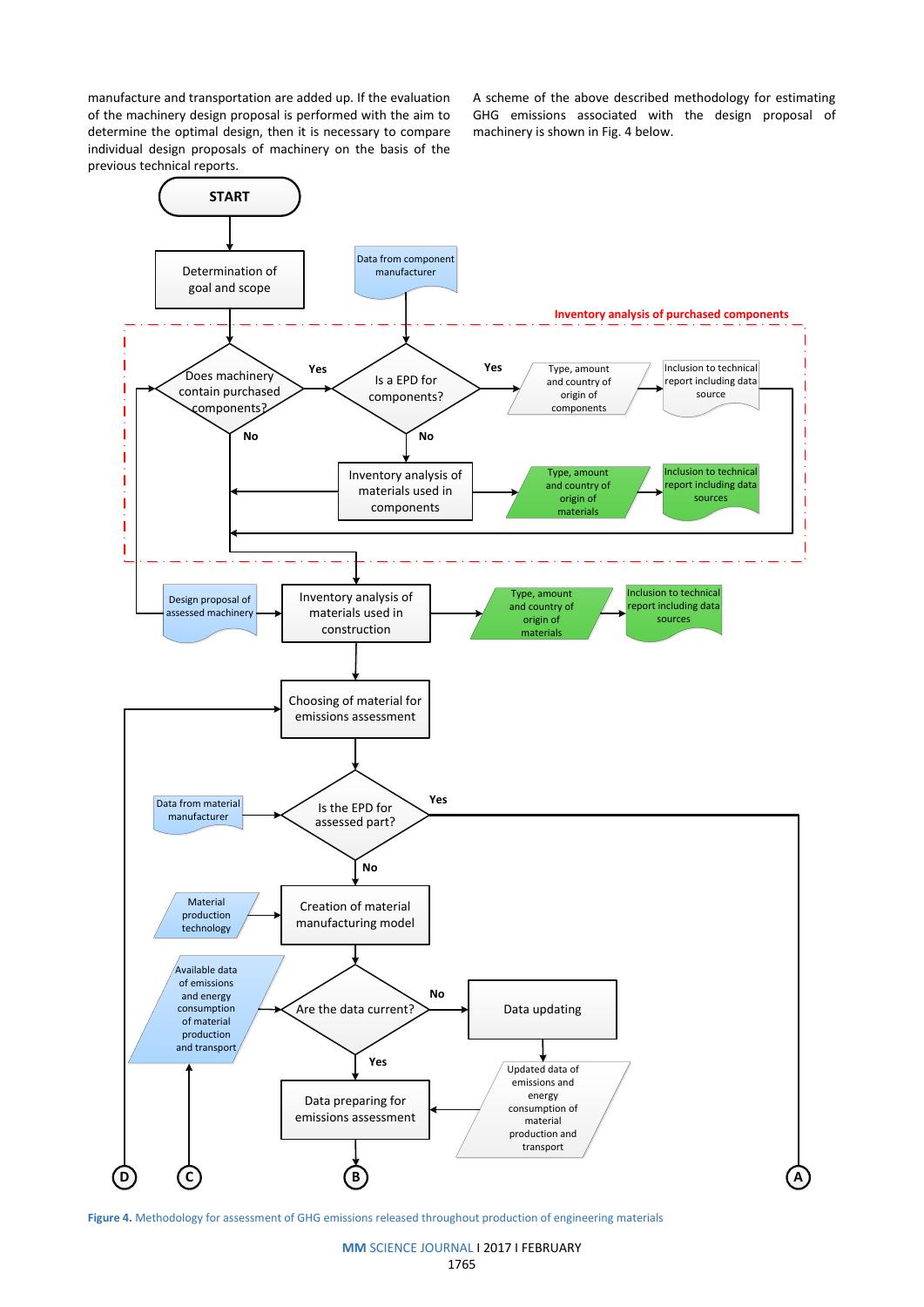manufacture and transportation are added up. If the evaluation of the machinery design proposal is performed with the aim to determine the optimal design, then it is necessary to compare individual design proposals of machinery on the basis of the previous technical reports.

A scheme of the above described methodology for estimating GHG emissions associated with the design proposal of machinery is shown in Fig. 4 below.

START

Determination of goal and scope

Data from component manufacturer

Inventory analysis of purchased components

Does machinery contain purchased components?

Yes

Is a EPD for components?

Yes

Type, amount and country of origin of components

Inclusion to technical report including data source

No

No

Inventory analysis of materials used in components

Type, amount and country of origin of materials

Inclusion to technical report including data sources

Design proposal of assessed machinery

Inventory analysis of materials used in construction

Type, amount and country of origin of materials

Inclusion to technical report including data sources

Choosing of material for emissions assessment

Data from material manufacturer

Is the EPD for assessed part?

Yes

No

Material production technology

Creation of material manufacturing model

Available data of emissions and energy consumption of material production and transport

Are the data current?

No

Data updating

Yes

Updated data of emissions and energy consumption of material production and transport

Data preparing for emissions assessment

D C B A

**Figure 4.** Methodology for assessment of GHG emissions released throughout production of engineering materials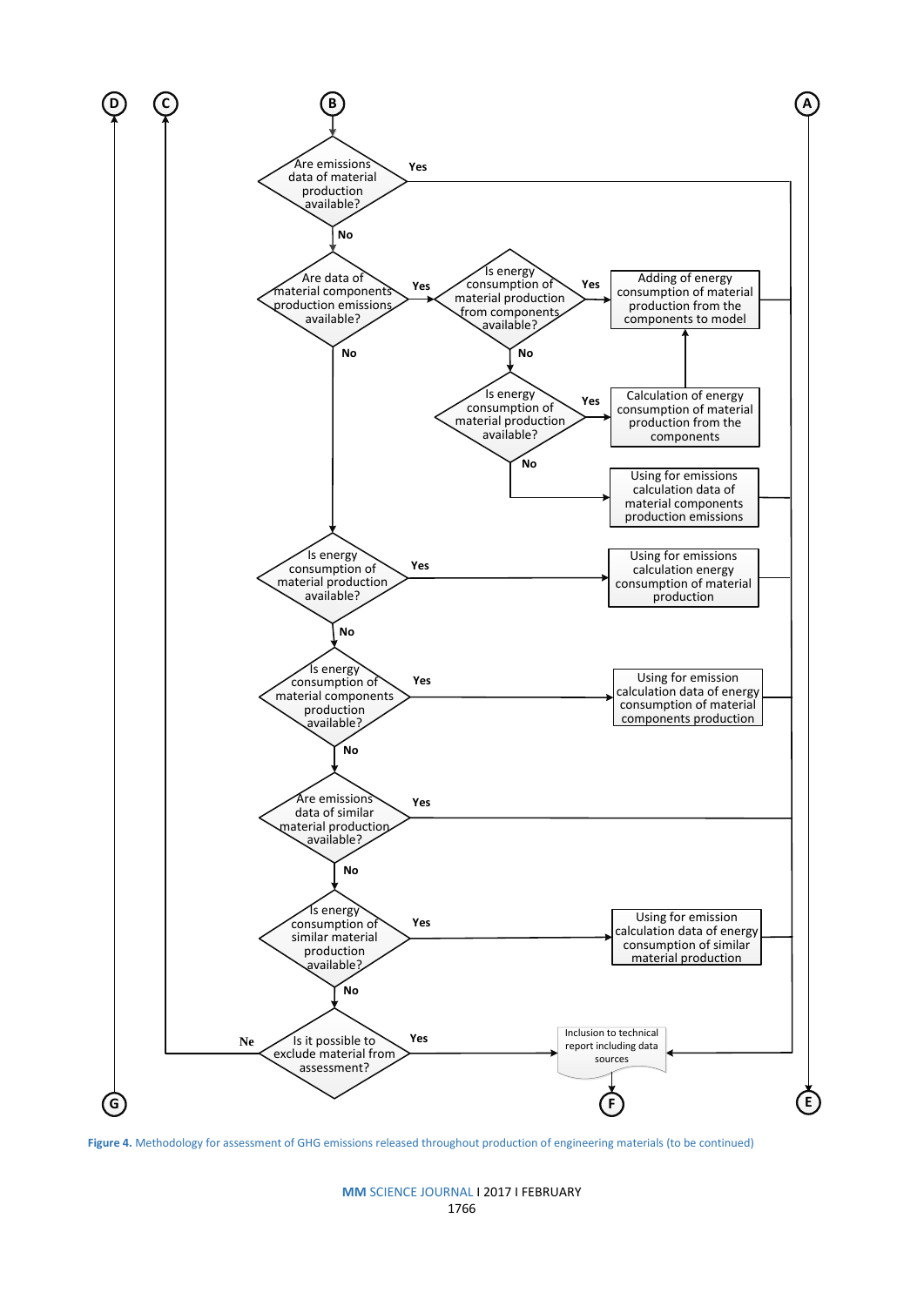B

Are emissions data of material production available? — Yes / No

Are data of material components production emissions available? — Yes / No

Is energy consumption of material production from components available? — Yes / No

Adding of energy consumption of material production from the components to model

Is energy consumption of material production available? — Yes / No

Calculation of energy consumption of material production from the components

Using for emissions calculation data of material components production emissions

Is energy consumption of material production available? — Yes / No

Using for emissions calculation energy consumption of material production

Is energy consumption of material components production available? — Yes / No

Using for emission calculation data of energy consumption of material components production

Are emissions data of similar material production available? — Yes / No

Is energy consumption of similar material production available? — Yes / No

Using for emission calculation data of energy consumption of similar material production

Is it possible to exclude material from assessment? — Yes / Ne

Inclusion to technical report including data sources

A, C, D, E, F, G

**Figure 4.** Methodology for assessment of GHG emissions released throughout production of engineering materials (to be continued)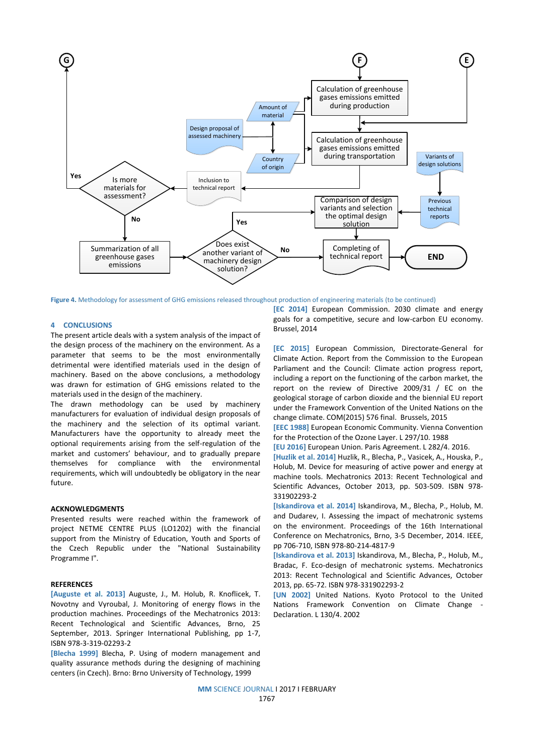Figure 4. Methodology for assessment of GHG emissions released throughout production of engineering materials (to be continued)

## 4 CONCLUSIONS

The present article deals with a system analysis of the impact of the design process of the machinery on the environment. As a parameter that seems to be the most environmentally detrimental were identified materials used in the design of machinery. Based on the above conclusions, a methodology was drawn for estimation of GHG emissions related to the materials used in the design of the machinery.

The drawn methodology can be used by machinery manufacturers for evaluation of individual design proposals of the machinery and the selection of its optimal variant. Manufacturers have the opportunity to already meet the optional requirements arising from the self-regulation of the market and customers' behaviour, and to gradually prepare themselves for compliance with the environmental requirements, which will undoubtedly be obligatory in the near future.

## ACKNOWLEDGMENTS

Presented results were reached within the framework of project NETME CENTRE PLUS (LO1202) with the financial support from the Ministry of Education, Youth and Sports of the Czech Republic under the "National Sustainability Programme I".

## REFERENCES

[Auguste et al. 2013] Auguste, J., M. Holub, R. Knoflicek, T. Novotny and Vyroubal, J. Monitoring of energy flows in the production machines. Proceedings of the Mechatronics 2013: Recent Technological and Scientific Advances, Brno, 25 September, 2013. Springer International Publishing, pp 1-7, ISBN 978-3-319-02293-2

[Blecha 1999] Blecha, P. Using of modern management and quality assurance methods during the designing of machining centers (in Czech). Brno: Brno University of Technology, 1999

[EC 2014] European Commission. 2030 climate and energy goals for a competitive, secure and low-carbon EU economy. Brussel, 2014

[EC 2015] European Commission, Directorate-General for Climate Action. Report from the Commission to the European Parliament and the Council: Climate action progress report, including a report on the functioning of the carbon market, the report on the review of Directive 2009/31 / EC on the geological storage of carbon dioxide and the biennial EU report under the Framework Convention of the United Nations on the change climate. COM(2015) 576 final. Brussels, 2015

[EEC 1988] European Economic Community. Vienna Convention for the Protection of the Ozone Layer. L 297/10. 1988

[EU 2016] European Union. Paris Agreement. L 282/4. 2016.

[Huzlik et al. 2014] Huzlik, R., Blecha, P., Vasicek, A., Houska, P., Holub, M. Device for measuring of active power and energy at machine tools. Mechatronics 2013: Recent Technological and Scientific Advances, October 2013, pp. 503-509. ISBN 978-331902293-2

[Iskandirova et al. 2014] Iskandirova, M., Blecha, P., Holub, M. and Dudarev, I. Assessing the impact of mechatronic systems on the environment. Proceedings of the 16th International Conference on Mechatronics, Brno, 3-5 December, 2014. IEEE, pp 706-710, ISBN 978-80-214-4817-9

[Iskandirova et al. 2013] Iskandirova, M., Blecha, P., Holub, M., Bradac, F. Eco-design of mechatronic systems. Mechatronics 2013: Recent Technological and Scientific Advances, October 2013, pp. 65-72. ISBN 978-331902293-2

[UN 2002] United Nations. Kyoto Protocol to the United Nations Framework Convention on Climate Change - Declaration. L 130/4. 2002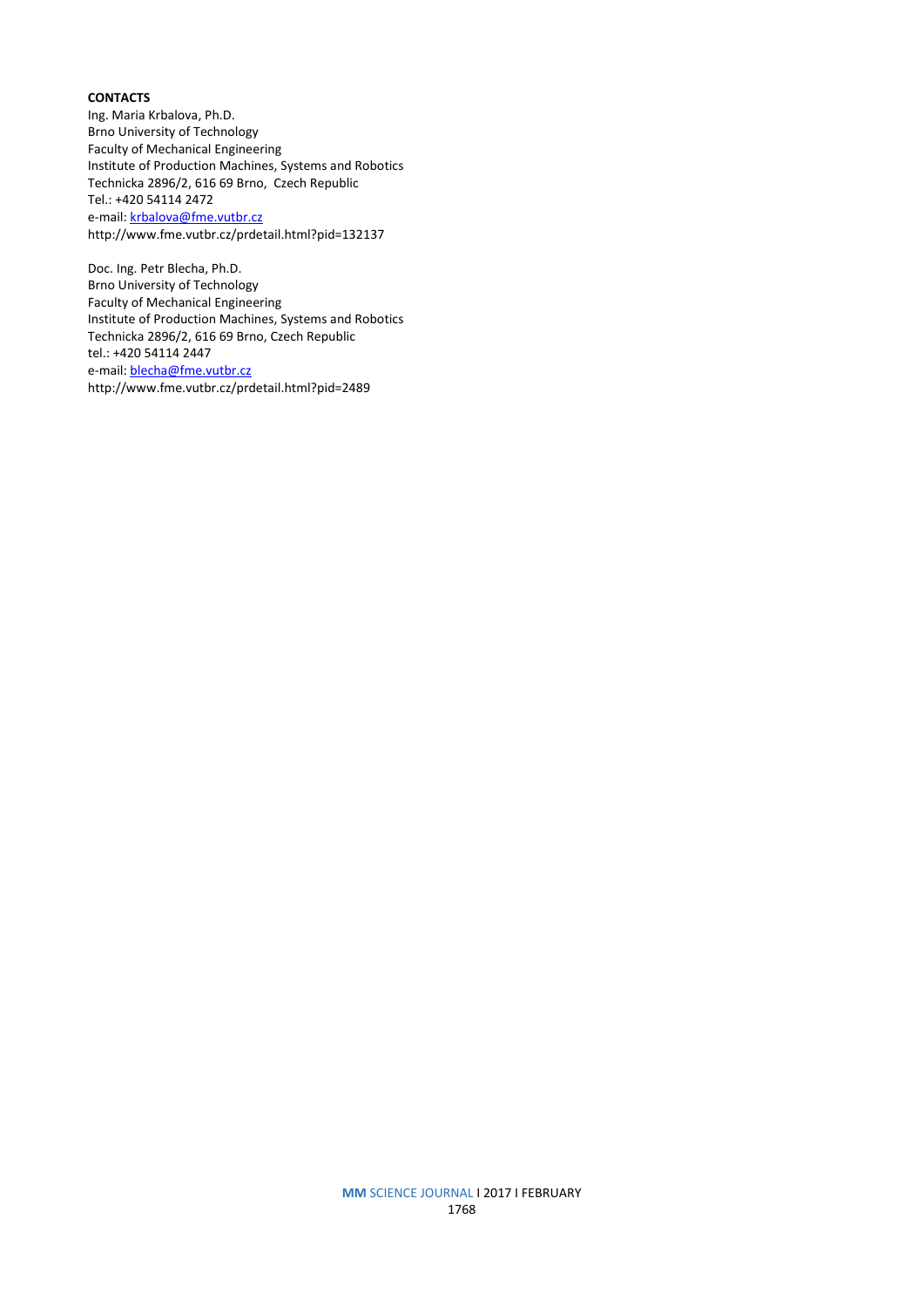**CONTACTS**

Ing. Maria Krbalova, Ph.D.
Brno University of Technology
Faculty of Mechanical Engineering
Institute of Production Machines, Systems and Robotics
Technicka 2896/2, 616 69 Brno, Czech Republic
Tel.: +420 54114 2472
e-mail: krbalova@fme.vutbr.cz
http://www.fme.vutbr.cz/prdetail.html?pid=132137

Doc. Ing. Petr Blecha, Ph.D.
Brno University of Technology
Faculty of Mechanical Engineering
Institute of Production Machines, Systems and Robotics
Technicka 2896/2, 616 69 Brno, Czech Republic
tel.: +420 54114 2447
e-mail: blecha@fme.vutbr.cz
http://www.fme.vutbr.cz/prdetail.html?pid=2489